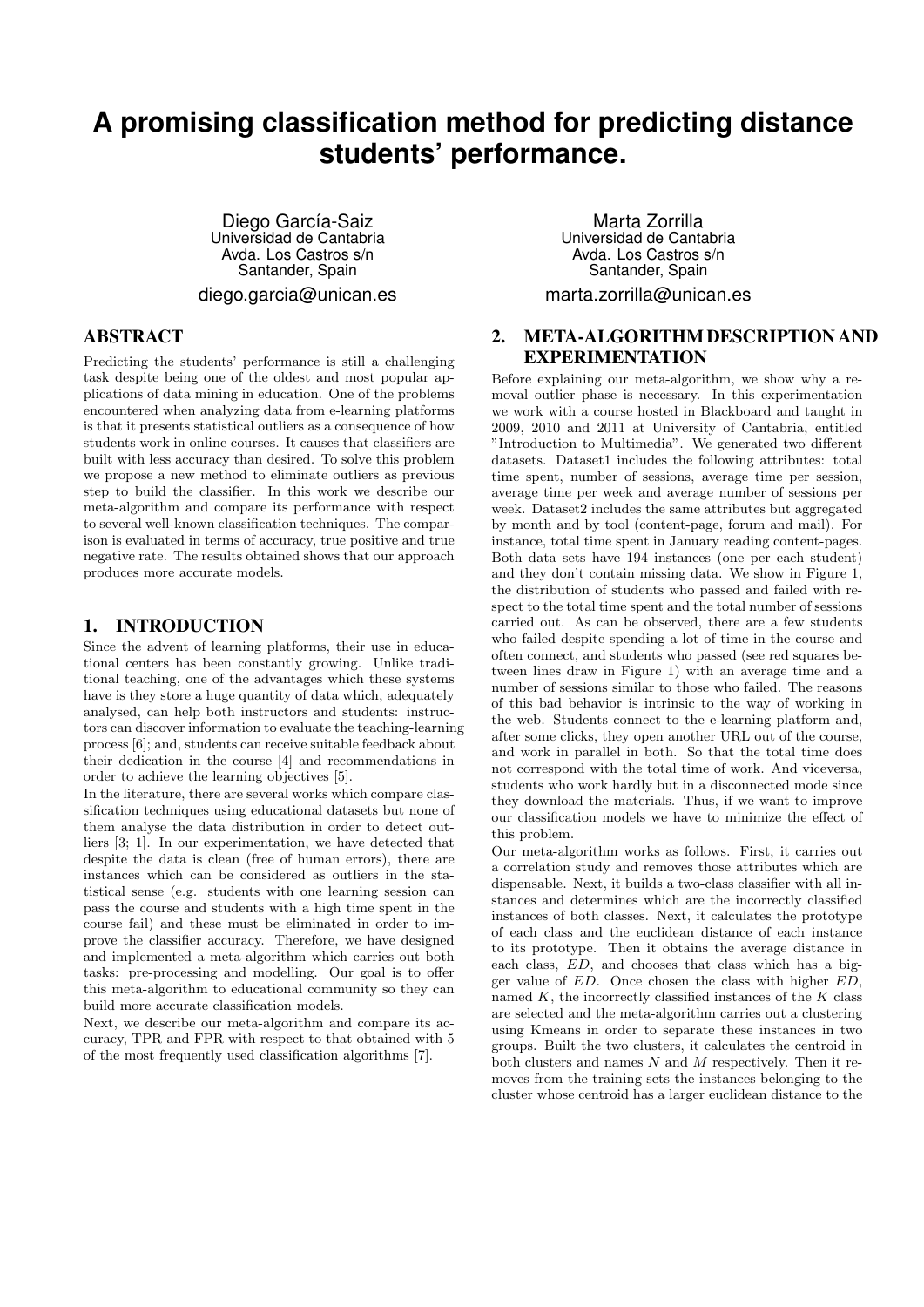# A promising classification method for predicting distance students' performance.

Diego García-Saiz
Universidad de Cantabria
Avda. Los Castros s/n
Santander, Spain
diego.garcia@unican.es

Marta Zorrilla
Universidad de Cantabria
Avda. Los Castros s/n
Santander, Spain
marta.zorrilla@unican.es

## ABSTRACT

Predicting the students' performance is still a challenging task despite being one of the oldest and most popular applications of data mining in education. One of the problems encountered when analyzing data from e-learning platforms is that it presents statistical outliers as a consequence of how students work in online courses. It causes that classifiers are built with less accuracy than desired. To solve this problem we propose a new method to eliminate outliers as previous step to build the classifier. In this work we describe our meta-algorithm and compare its performance with respect to several well-known classification techniques. The comparison is evaluated in terms of accuracy, true positive and true negative rate. The results obtained shows that our approach produces more accurate models.

## 1. INTRODUCTION

Since the advent of learning platforms, their use in educational centers has been constantly growing. Unlike traditional teaching, one of the advantages which these systems have is they store a huge quantity of data which, adequately analysed, can help both instructors and students: instructors can discover information to evaluate the teaching-learning process [6]; and, students can receive suitable feedback about their dedication in the course [4] and recommendations in order to achieve the learning objectives [5].

In the literature, there are several works which compare classification techniques using educational datasets but none of them analyse the data distribution in order to detect outliers [3; 1]. In our experimentation, we have detected that despite the data is clean (free of human errors), there are instances which can be considered as outliers in the statistical sense (e.g. students with one learning session can pass the course and students with a high time spent in the course fail) and these must be eliminated in order to improve the classifier accuracy. Therefore, we have designed and implemented a meta-algorithm which carries out both tasks: pre-processing and modelling. Our goal is to offer this meta-algorithm to educational community so they can build more accurate classification models.

Next, we describe our meta-algorithm and compare its accuracy, TPR and FPR with respect to that obtained with 5 of the most frequently used classification algorithms [7].

## 2. META-ALGORITHM DESCRIPTION AND EXPERIMENTATION

Before explaining our meta-algorithm, we show why a removal outlier phase is necessary. In this experimentation we work with a course hosted in Blackboard and taught in 2009, 2010 and 2011 at University of Cantabria, entitled "Introduction to Multimedia". We generated two different datasets. Dataset1 includes the following attributes: total time spent, number of sessions, average time per session, average time per week and average number of sessions per week. Dataset2 includes the same attributes but aggregated by month and by tool (content-page, forum and mail). For instance, total time spent in January reading content-pages. Both data sets have 194 instances (one per each student) and they don't contain missing data. We show in Figure 1, the distribution of students who passed and failed with respect to the total time spent and the total number of sessions carried out. As can be observed, there are a few students who failed despite spending a lot of time in the course and often connect, and students who passed (see red squares between lines draw in Figure 1) with an average time and a number of sessions similar to those who failed. The reasons of this bad behavior is intrinsic to the way of working in the web. Students connect to the e-learning platform and, after some clicks, they open another URL out of the course, and work in parallel in both. So that the total time does not correspond with the total time of work. And viceversa, students who work hardly but in a disconnected mode since they download the materials. Thus, if we want to improve our classification models we have to minimize the effect of this problem.

Our meta-algorithm works as follows. First, it carries out a correlation study and removes those attributes which are dispensable. Next, it builds a two-class classifier with all instances and determines which are the incorrectly classified instances of both classes. Next, it calculates the prototype of each class and the euclidean distance of each instance to its prototype. Then it obtains the average distance in each class, $ED$, and chooses that class which has a bigger value of $ED$. Once chosen the class with higher $ED$, named $K$, the incorrectly classified instances of the $K$ class are selected and the meta-algorithm carries out a clustering using Kmeans in order to separate these instances in two groups. Built the two clusters, it calculates the centroid in both clusters and names $N$ and $M$ respectively. Then it removes from the training sets the instances belonging to the cluster whose centroid has a larger euclidean distance to the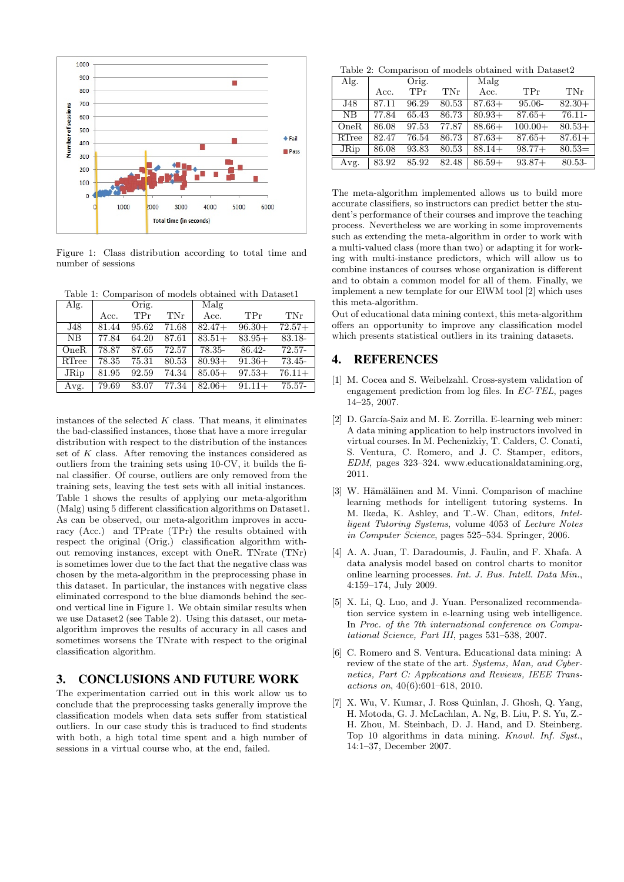1000
900
800
700
600
500
400
300
200
100
0

Number of sessions

0 1000 2000 3000 4000 5000 6000

Total time (in seconds)

◆ Fail
■ Pass

Figure 1: Class distribution according to total time and number of sessions

Table 1: Comparison of models obtained with Dataset1

| Alg. | Orig. | | | Malg | | |
|---|---|---|---|---|---|---|
| | Acc. | TPr | TNr | Acc. | TPr | TNr |
| J48 | 81.44 | 95.62 | 71.68 | 82.47+ | 96.30+ | 72.57+ |
| NB | 77.84 | 64.20 | 87.61 | 83.51+ | 83.95+ | 83.18- |
| OneR | 78.87 | 87.65 | 72.57 | 78.35- | 86.42- | 72.57- |
| RTree | 78.35 | 75.31 | 80.53 | 80.93+ | 91.36+ | 73.45- |
| JRip | 81.95 | 92.59 | 74.34 | 85.05+ | 97.53+ | 76.11+ |
| Avg. | 79.69 | 83.07 | 77.34 | 82.06+ | 91.11+ | 75.57- |

instances of the selected $K$ class. That means, it eliminates the bad-classified instances, those that have a more irregular distribution with respect to the distribution of the instances set of $K$ class. After removing the instances considered as outliers from the training sets using 10-CV, it builds the final classifier. Of course, outliers are only removed from the training sets, leaving the test sets with all initial instances. Table 1 shows the results of applying our meta-algorithm (Malg) using 5 different classification algorithms on Dataset1. As can be observed, our meta-algorithm improves in accuracy (Acc.) and TPrate (TPr) the results obtained with respect the original (Orig.) classification algorithm without removing instances, except with OneR. TNrate (TNr) is sometimes lower due to the fact that the negative class was chosen by the meta-algorithm in the preprocessing phase in this dataset. In particular, the instances with negative class eliminated correspond to the blue diamonds behind the second vertical line in Figure 1. We obtain similar results when we use Dataset2 (see Table 2). Using this dataset, our meta-algorithm improves the results of accuracy in all cases and sometimes worsens the TNrate with respect to the original classification algorithm.

## 3. CONCLUSIONS AND FUTURE WORK

The experimentation carried out in this work allow us to conclude that the preprocessing tasks generally improve the classification models when data sets suffer from statistical outliers. In our case study this is traduced to find students with both, a high total time spent and a high number of sessions in a virtual course who, at the end, failed.

Table 2: Comparison of models obtained with Dataset2

| Alg. | Orig. | | | Malg | | |
|---|---|---|---|---|---|---|
| | Acc. | TPr | TNr | Acc. | TPr | TNr |
| J48 | 87.11 | 96.29 | 80.53 | 87.63+ | 95.06- | 82.30+ |
| NB | 77.84 | 65.43 | 86.73 | 80.93+ | 87.65+ | 76.11- |
| OneR | 86.08 | 97.53 | 77.87 | 88.66+ | 100.00+ | 80.53+ |
| RTree | 82.47 | 76.54 | 86.73 | 87.63+ | 87.65+ | 87.61+ |
| JRip | 86.08 | 93.83 | 80.53 | 88.14+ | 98.77+ | 80.53= |
| Avg. | 83.92 | 85.92 | 82.48 | 86.59+ | 93.87+ | 80.53- |

The meta-algorithm implemented allows us to build more accurate classifiers, so instructors can predict better the student's performance of their courses and improve the teaching process. Nevertheless we are working in some improvements such as extending the meta-algorithm in order to work with a multi-valued class (more than two) or adapting it for working with multi-instance predictors, which will allow us to combine instances of courses whose organization is different and to obtain a common model for all of them. Finally, we implement a new template for our ElWM tool [2] which uses this meta-algorithm.

Out of educational data mining context, this meta-algorithm offers an opportunity to improve any classification model which presents statistical outliers in its training datasets.

## 4. REFERENCES

[1] M. Cocea and S. Weibelzahl. Cross-system validation of engagement prediction from log files. In *EC-TEL*, pages 14–25, 2007.

[2] D. García-Saiz and M. E. Zorrilla. E-learning web miner: A data mining application to help instructors involved in virtual courses. In M. Pechenizkiy, T. Calders, C. Conati, S. Ventura, C. Romero, and J. C. Stamper, editors, *EDM*, pages 323–324. www.educationaldatamining.org, 2011.

[3] W. Hämäläinen and M. Vinni. Comparison of machine learning methods for intelligent tutoring systems. In M. Ikeda, K. Ashley, and T.-W. Chan, editors, *Intelligent Tutoring Systems*, volume 4053 of *Lecture Notes in Computer Science*, pages 525–534. Springer, 2006.

[4] A. A. Juan, T. Daradoumis, J. Faulin, and F. Xhafa. A data analysis model based on control charts to monitor online learning processes. *Int. J. Bus. Intell. Data Min.*, 4:159–174, July 2009.

[5] X. Li, Q. Luo, and J. Yuan. Personalized recommendation service system in e-learning using web intelligence. In *Proc. of the 7th international conference on Computational Science, Part III*, pages 531–538, 2007.

[6] C. Romero and S. Ventura. Educational data mining: A review of the state of the art. *Systems, Man, and Cybernetics, Part C: Applications and Reviews, IEEE Transactions on*, 40(6):601–618, 2010.

[7] X. Wu, V. Kumar, J. Ross Quinlan, J. Ghosh, Q. Yang, H. Motoda, G. J. McLachlan, A. Ng, B. Liu, P. S. Yu, Z.-H. Zhou, M. Steinbach, D. J. Hand, and D. Steinberg. Top 10 algorithms in data mining. *Knowl. Inf. Syst.*, 14:1–37, December 2007.